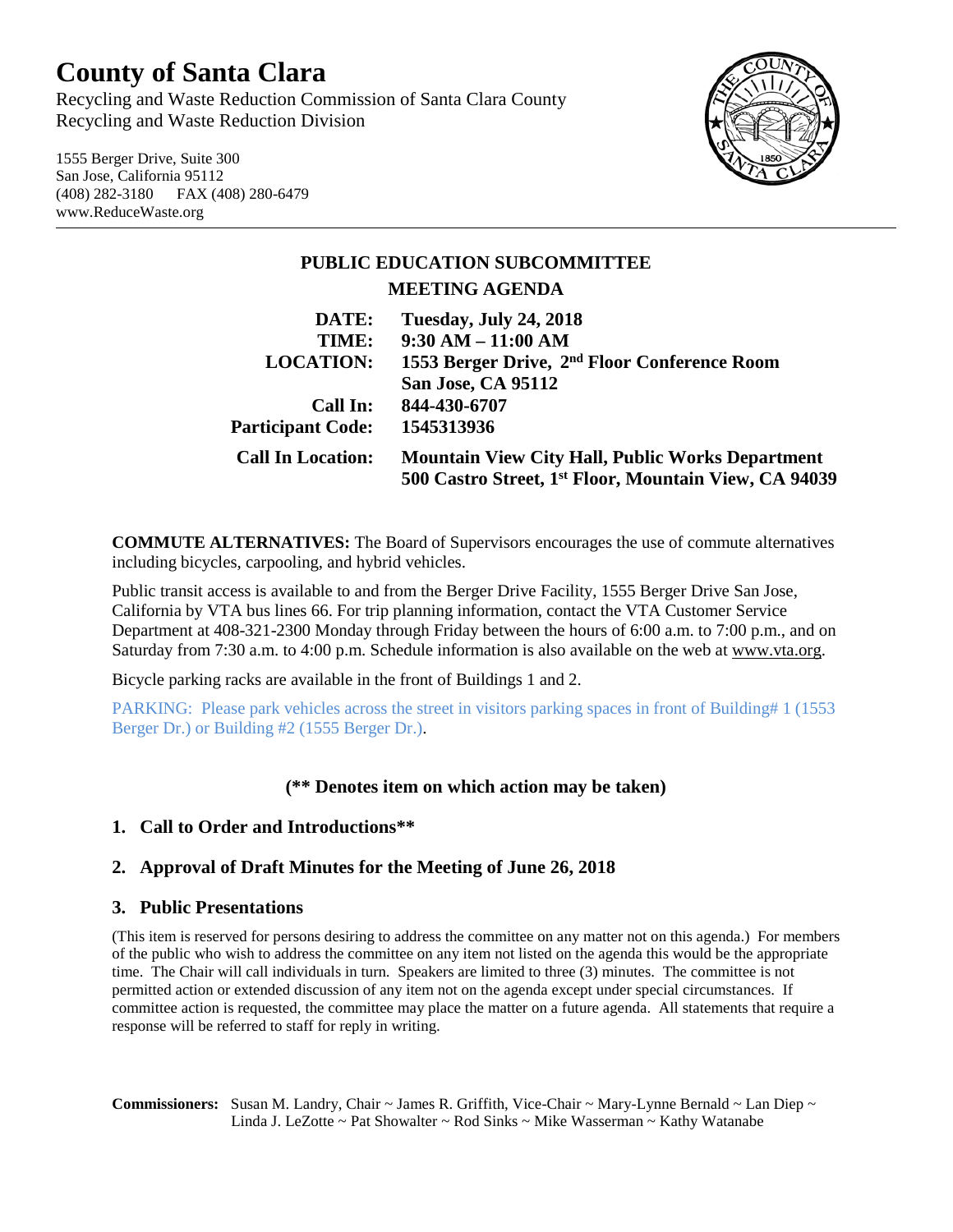# County of Santa Clara

Recycling and Waste Reduction Commission of Santa Clara County
Recycling and Waste Reduction Division

1555 Berger Drive, Suite 300
San Jose, California 95112
(408) 282-3180 FAX (408) 280-6479
www.ReduceWaste.org

---

## PUBLIC EDUCATION SUBCOMMITTEE
## MEETING AGENDA

**DATE:** **Tuesday, July 24, 2018**
**TIME:** **9:30 AM – 11:00 AM**
**LOCATION:** **1553 Berger Drive, 2nd Floor Conference Room**
**San Jose, CA 95112**
**Call In:** **844-430-6707**
**Participant Code:** **1545313936**
**Call In Location:** **Mountain View City Hall, Public Works Department**
**500 Castro Street, 1st Floor, Mountain View, CA 94039**

**COMMUTE ALTERNATIVES:** The Board of Supervisors encourages the use of commute alternatives including bicycles, carpooling, and hybrid vehicles.

Public transit access is available to and from the Berger Drive Facility, 1555 Berger Drive San Jose, California by VTA bus lines 66. For trip planning information, contact the VTA Customer Service Department at 408-321-2300 Monday through Friday between the hours of 6:00 a.m. to 7:00 p.m., and on Saturday from 7:30 a.m. to 4:00 p.m. Schedule information is also available on the web at www.vta.org.

Bicycle parking racks are available in the front of Buildings 1 and 2.

PARKING: Please park vehicles across the street in visitors parking spaces in front of Building# 1 (1553 Berger Dr.) or Building #2 (1555 Berger Dr.).

**(** Denotes item on which action may be taken)**

1. **Call to Order and Introductions****

2. **Approval of Draft Minutes for the Meeting of June 26, 2018**

3. **Public Presentations**

(This item is reserved for persons desiring to address the committee on any matter not on this agenda.) For members of the public who wish to address the committee on any item not listed on the agenda this would be the appropriate time. The Chair will call individuals in turn. Speakers are limited to three (3) minutes. The committee is not permitted action or extended discussion of any item not on the agenda except under special circumstances. If committee action is requested, the committee may place the matter on a future agenda. All statements that require a response will be referred to staff for reply in writing.

**Commissioners:** Susan M. Landry, Chair ~ James R. Griffith, Vice-Chair ~ Mary-Lynne Bernald ~ Lan Diep ~ Linda J. LeZotte ~ Pat Showalter ~ Rod Sinks ~ Mike Wasserman ~ Kathy Watanabe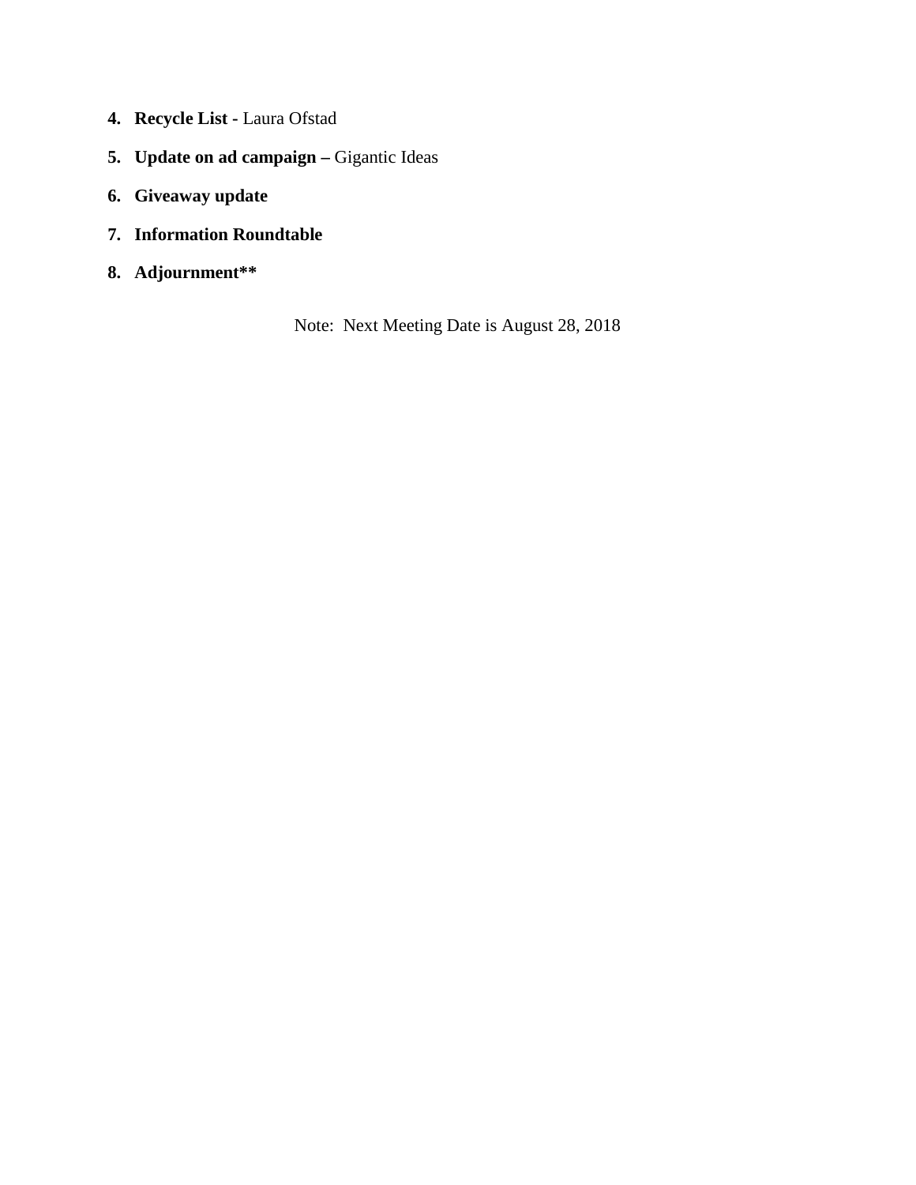4. **Recycle List -** Laura Ofstad
5. **Update on ad campaign –** Gigantic Ideas
6. **Giveaway update**
7. **Information Roundtable**
8. **Adjournment****

Note: Next Meeting Date is August 28, 2018